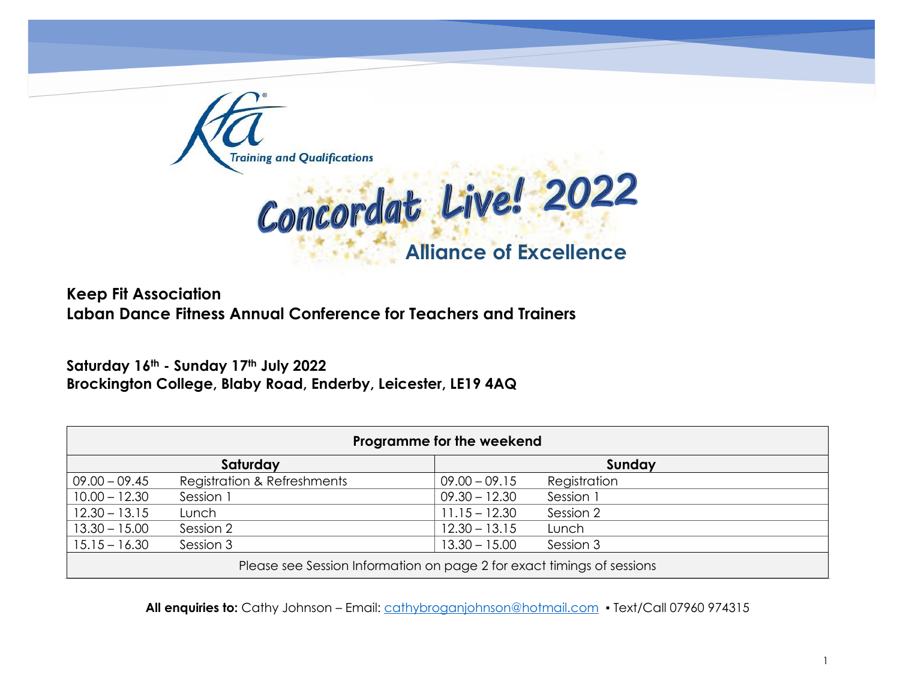Training and Qualifications

# Concordat Live! 2022

## Alliance of Excellence

**Keep Fit Association**
**Laban Dance Fitness Annual Conference for Teachers and Trainers**

**Saturday 16th - Sunday 17th July 2022**
**Brockington College, Blaby Road, Enderby, Leicester, LE19 4AQ**

| Programme for the weekend | | | |
|---|---|---|---|
| **Saturday** | | **Sunday** | |
| 09.00 – 09.45 | Registration & Refreshments | 09.00 – 09.15 | Registration |
| 10.00 – 12.30 | Session 1 | 09.30 – 12.30 | Session 1 |
| 12.30 – 13.15 | Lunch | 11.15 – 12.30 | Session 2 |
| 13.30 – 15.00 | Session 2 | 12.30 – 13.15 | Lunch |
| 15.15 – 16.30 | Session 3 | 13.30 – 15.00 | Session 3 |
| Please see Session Information on page 2 for exact timings of sessions | | | |

**All enquiries to:** Cathy Johnson – Email: cathybroganjohnson@hotmail.com ▪ Text/Call 07960 974315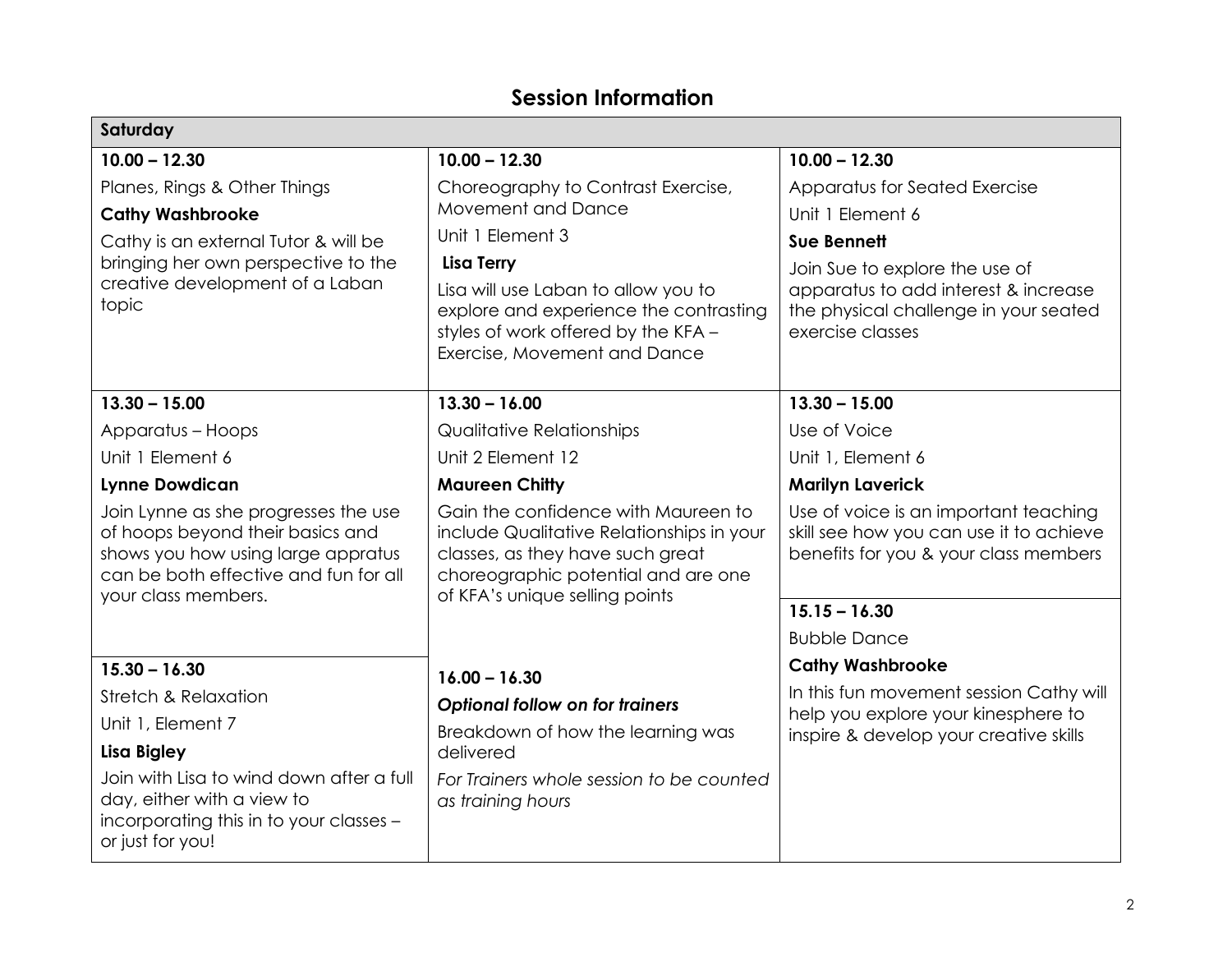# Session Information

**Saturday**

| | | |
|---|---|---|
| **10.00 – 12.30**<br>Planes, Rings & Other Things<br>**Cathy Washbrooke**<br>Cathy is an external Tutor & will be bringing her own perspective to the creative development of a Laban topic | **10.00 – 12.30**<br>Choreography to Contrast Exercise, Movement and Dance<br>Unit 1 Element 3<br>**Lisa Terry**<br>Lisa will use Laban to allow you to explore and experience the contrasting styles of work offered by the KFA – Exercise, Movement and Dance | **10.00 – 12.30**<br>Apparatus for Seated Exercise<br>Unit 1 Element 6<br>**Sue Bennett**<br>Join Sue to explore the use of apparatus to add interest & increase the physical challenge in your seated exercise classes |
| **13.30 – 15.00**<br>Apparatus – Hoops<br>Unit 1 Element 6<br>**Lynne Dowdican**<br>Join Lynne as she progresses the use of hoops beyond their basics and shows you how using large appratus can be both effective and fun for all your class members. | **13.30 – 16.00**<br>Qualitative Relationships<br>Unit 2 Element 12<br>**Maureen Chitty**<br>Gain the confidence with Maureen to include Qualitative Relationships in your classes, as they have such great choreographic potential and are one of KFA's unique selling points | **13.30 – 15.00**<br>Use of Voice<br>Unit 1, Element 6<br>**Marilyn Laverick**<br>Use of voice is an important teaching skill see how you can use it to achieve benefits for you & your class members |
| **15.30 – 16.30**<br>Stretch & Relaxation<br>Unit 1, Element 7<br>**Lisa Bigley**<br>Join with Lisa to wind down after a full day, either with a view to incorporating this in to your classes – or just for you! | **16.00 – 16.30**<br>***Optional follow on for trainers***<br>Breakdown of how the learning was delivered<br>*For Trainers whole session to be counted as training hours* | **15.15 – 16.30**<br>Bubble Dance<br>**Cathy Washbrooke**<br>In this fun movement session Cathy will help you explore your kinesphere to inspire & develop your creative skills |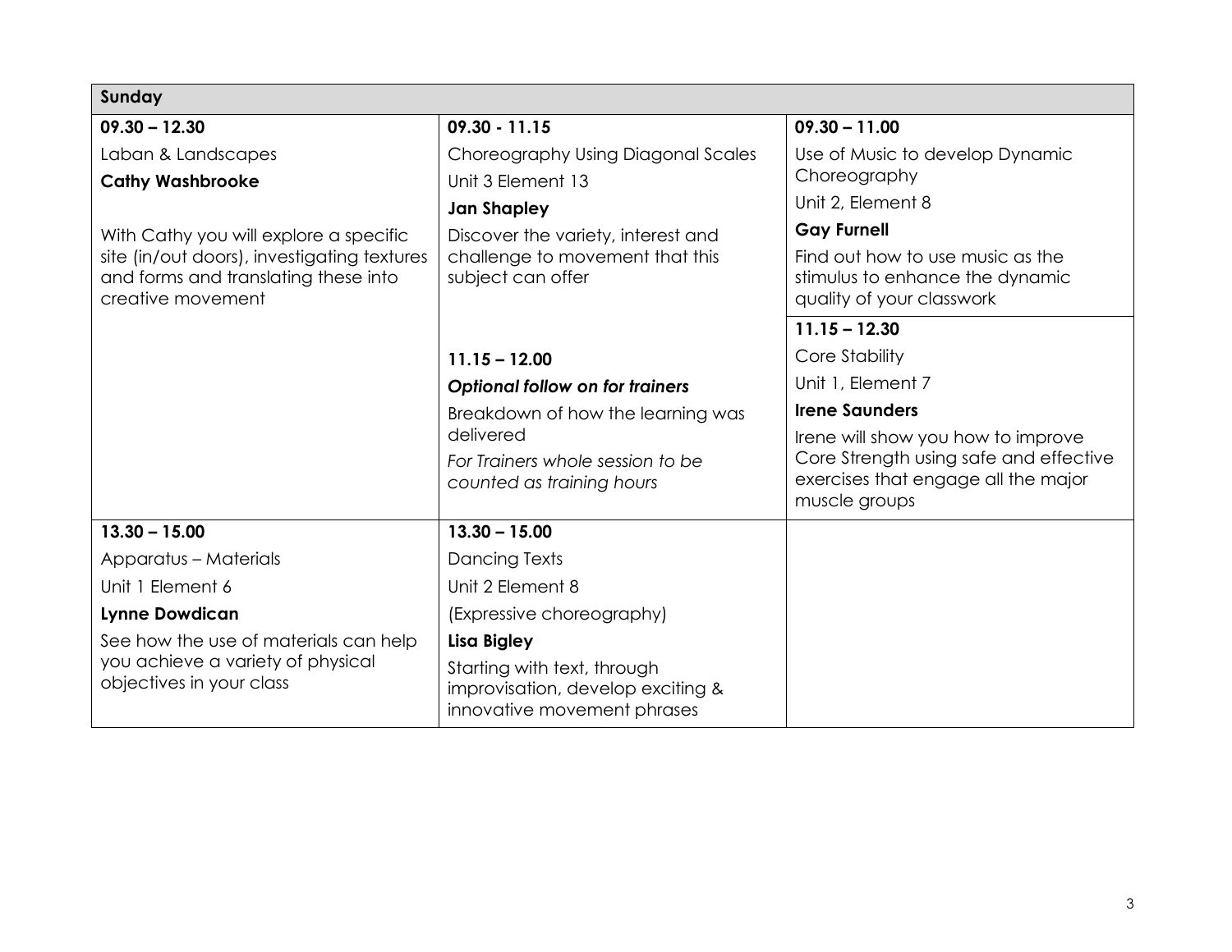| Sunday | | |
|---|---|---|
| **09.30 – 12.30**<br>Laban & Landscapes<br>**Cathy Washbrooke**<br><br>With Cathy you will explore a specific site (in/out doors), investigating textures and forms and translating these into creative movement | **09.30 - 11.15**<br>Choreography Using Diagonal Scales<br>Unit 3 Element 13<br>**Jan Shapley**<br>Discover the variety, interest and challenge to movement that this subject can offer<br><br>**11.15 – 12.00**<br>***Optional follow on for trainers***<br>Breakdown of how the learning was delivered<br>*For Trainers whole session to be counted as training hours* | **09.30 – 11.00**<br>Use of Music to develop Dynamic Choreography<br>Unit 2, Element 8<br>**Gay Furnell**<br>Find out how to use music as the stimulus to enhance the dynamic quality of your classwork<br><br>**11.15 – 12.30**<br>Core Stability<br>Unit 1, Element 7<br>**Irene Saunders**<br>Irene will show you how to improve Core Strength using safe and effective exercises that engage all the major muscle groups |
| **13.30 – 15.00**<br>Apparatus – Materials<br>Unit 1 Element 6<br>**Lynne Dowdican**<br>See how the use of materials can help you achieve a variety of physical objectives in your class | **13.30 – 15.00**<br>Dancing Texts<br>Unit 2 Element 8<br>(Expressive choreography)<br>**Lisa Bigley**<br>Starting with text, through improvisation, develop exciting & innovative movement phrases | |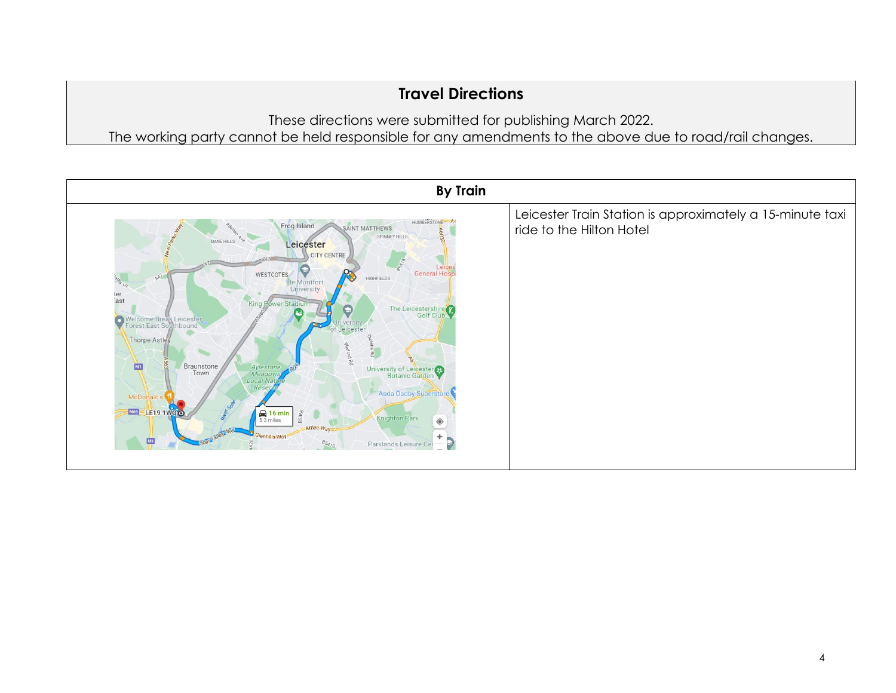## Travel Directions

These directions were submitted for publishing March 2022.
The working party cannot be held responsible for any amendments to the above due to road/rail changes.

| By Train | |
|---|---|
| | Leicester Train Station is approximately a 15-minute taxi ride to the Hilton Hotel |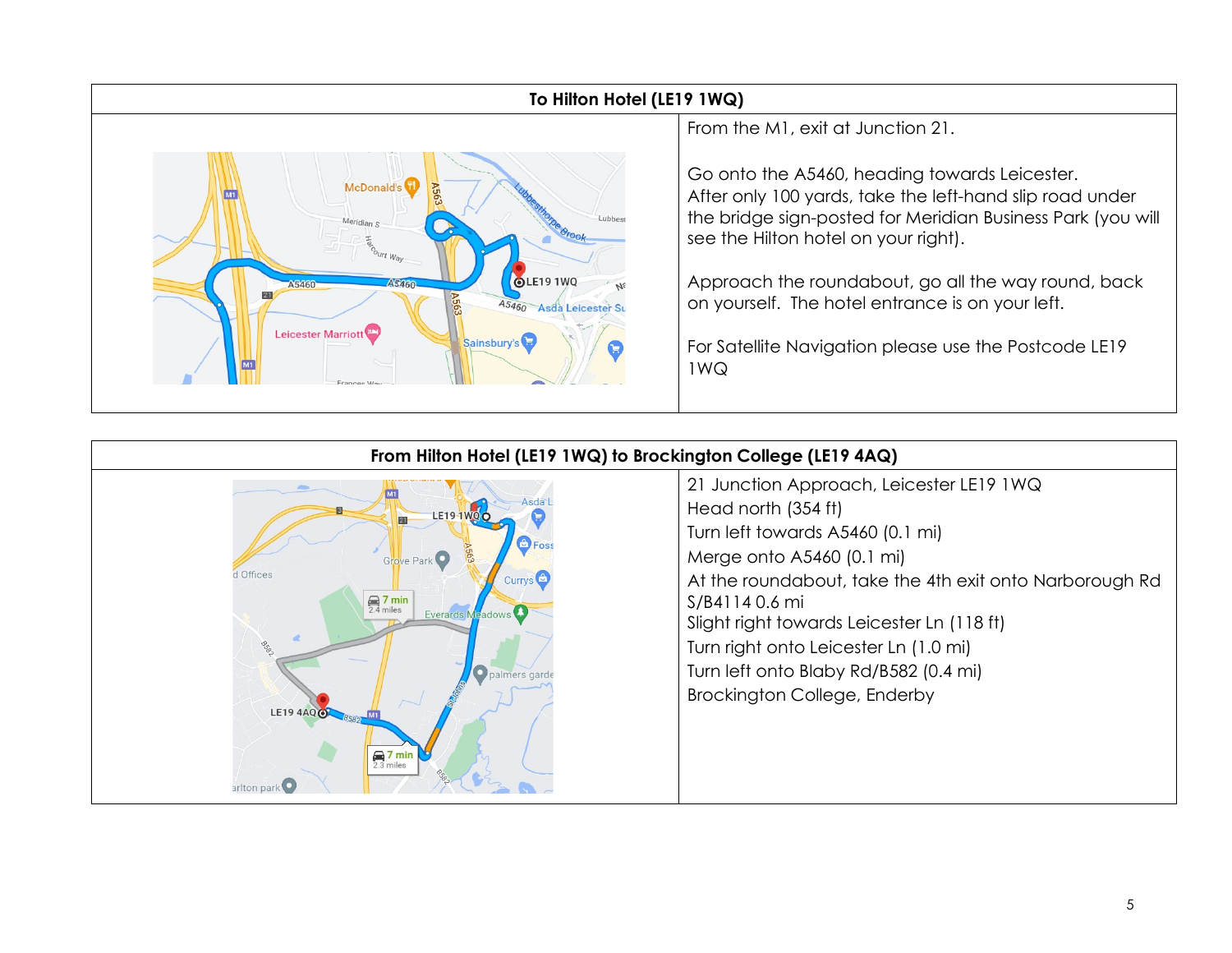## To Hilton Hotel (LE19 1WQ)

From the M1, exit at Junction 21.

Go onto the A5460, heading towards Leicester.
After only 100 yards, take the left-hand slip road under the bridge sign-posted for Meridian Business Park (you will see the Hilton hotel on your right).

Approach the roundabout, go all the way round, back on yourself. The hotel entrance is on your left.

For Satellite Navigation please use the Postcode LE19 1WQ

## From Hilton Hotel (LE19 1WQ) to Brockington College (LE19 4AQ)

21 Junction Approach, Leicester LE19 1WQ
Head north (354 ft)
Turn left towards A5460 (0.1 mi)
Merge onto A5460 (0.1 mi)
At the roundabout, take the 4th exit onto Narborough Rd S/B4114 0.6 mi
Slight right towards Leicester Ln (118 ft)
Turn right onto Leicester Ln (1.0 mi)
Turn left onto Blaby Rd/B582 (0.4 mi)
Brockington College, Enderby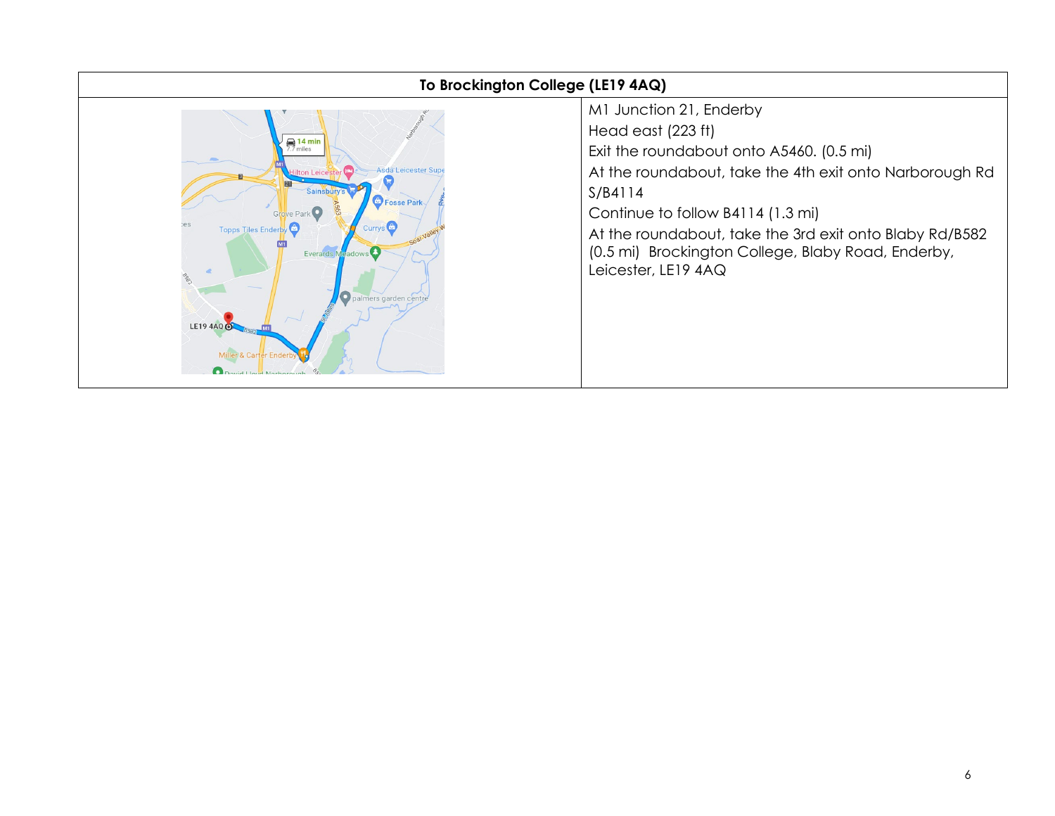| To Brockington College (LE19 4AQ) | |
|---|---|
| | M1 Junction 21, Enderby<br>Head east (223 ft)<br>Exit the roundabout onto A5460. (0.5 mi)<br>At the roundabout, take the 4th exit onto Narborough Rd S/B4114<br>Continue to follow B4114 (1.3 mi)<br>At the roundabout, take the 3rd exit onto Blaby Rd/B582 (0.5 mi) Brockington College, Blaby Road, Enderby, Leicester, LE19 4AQ |